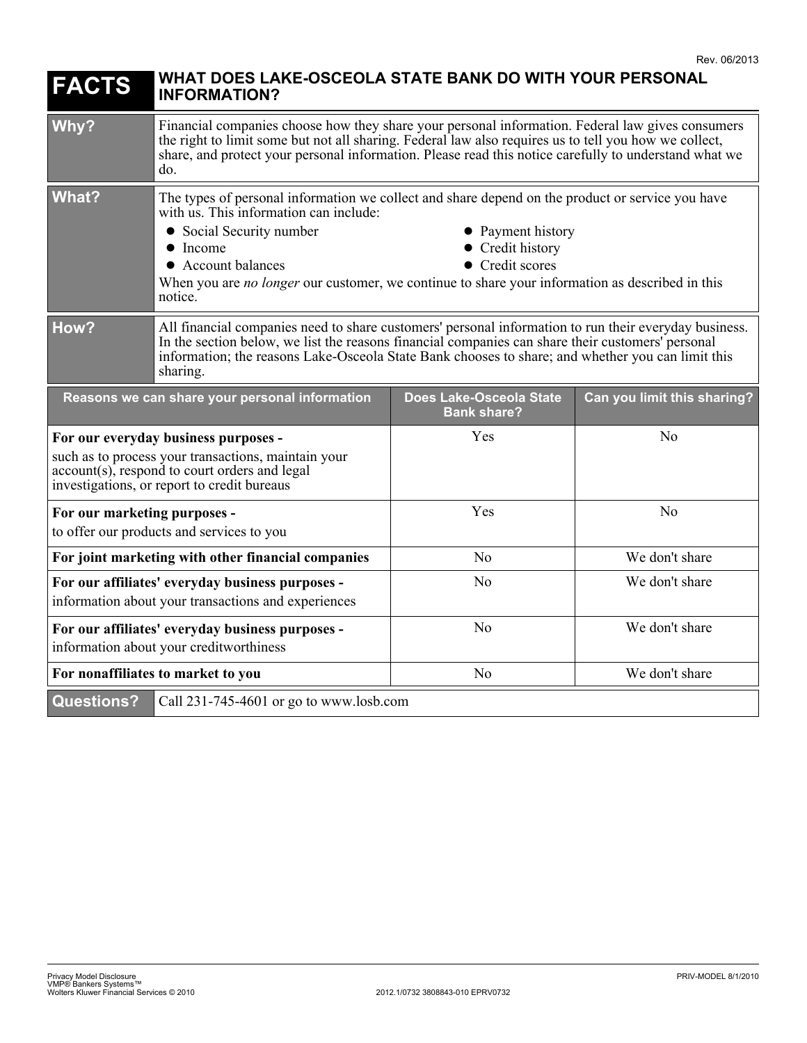Rev. 06/2013

# FACTS — WHAT DOES LAKE-OSCEOLA STATE BANK DO WITH YOUR PERSONAL INFORMATION?

| | |
|---|---|
| **Why?** | Financial companies choose how they share your personal information. Federal law gives consumers the right to limit some but not all sharing. Federal law also requires us to tell you how we collect, share, and protect your personal information. Please read this notice carefully to understand what we do. |
| **What?** | The types of personal information we collect and share depend on the product or service you have with us. This information can include: <br>• Social Security number <br>• Income <br>• Account balances <br>• Payment history <br>• Credit history <br>• Credit scores <br>When you are *no longer* our customer, we continue to share your information as described in this notice. |
| **How?** | All financial companies need to share customers' personal information to run their everyday business. In the section below, we list the reasons financial companies can share their customers' personal information; the reasons Lake-Osceola State Bank chooses to share; and whether you can limit this sharing. |

| Reasons we can share your personal information | Does Lake-Osceola State Bank share? | Can you limit this sharing? |
|---|---|---|
| **For our everyday business purposes -** such as to process your transactions, maintain your account(s), respond to court orders and legal investigations, or report to credit bureaus | Yes | No |
| **For our marketing purposes -** to offer our products and services to you | Yes | No |
| **For joint marketing with other financial companies** | No | We don't share |
| **For our affiliates' everyday business purposes -** information about your transactions and experiences | No | We don't share |
| **For our affiliates' everyday business purposes -** information about your creditworthiness | No | We don't share |
| **For nonaffiliates to market to you** | No | We don't share |

| | |
|---|---|
| **Questions?** | Call 231-745-4601 or go to www.losb.com |

Privacy Model Disclosure
VMP® Bankers Systems™
Wolters Kluwer Financial Services © 2010

2012.1/0732 3808843-010 EPRV0732

PRIV-MODEL 8/1/2010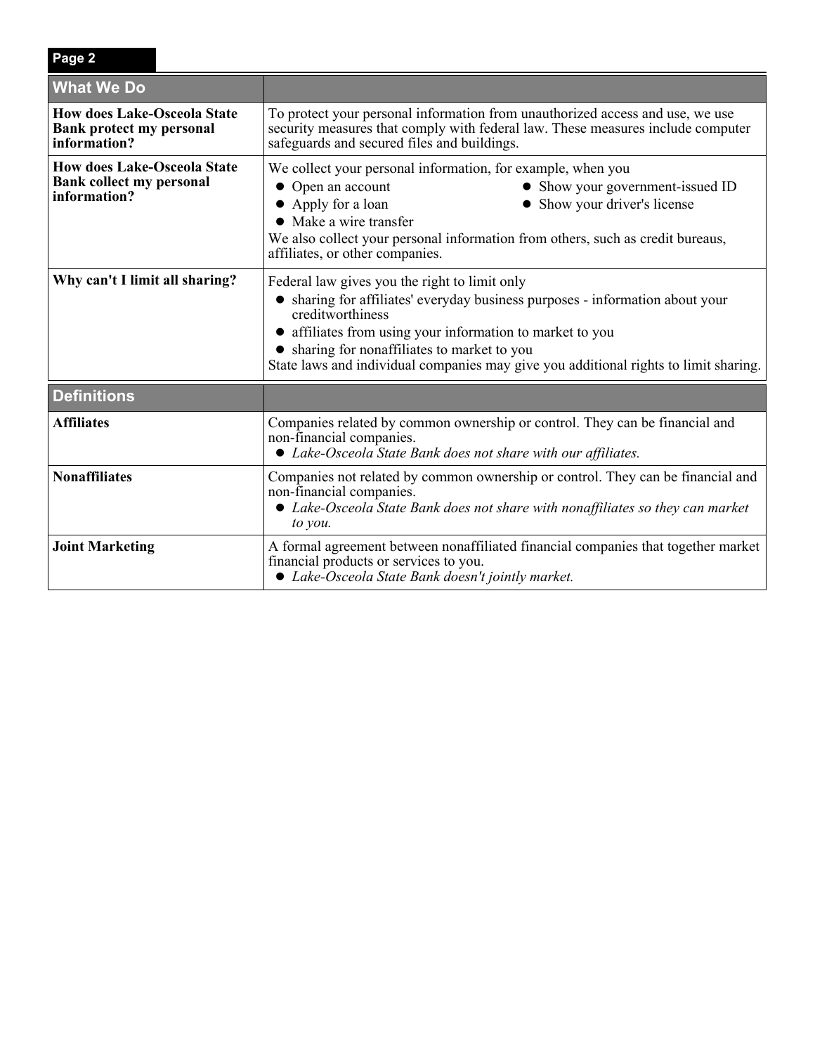| What We Do | |
|---|---|
| **How does Lake-Osceola State Bank protect my personal information?** | To protect your personal information from unauthorized access and use, we use security measures that comply with federal law. These measures include computer safeguards and secured files and buildings. |
| **How does Lake-Osceola State Bank collect my personal information?** | We collect your personal information, for example, when you<br>• Open an account<br>• Apply for a loan<br>• Make a wire transfer<br>• Show your government-issued ID<br>• Show your driver's license<br>We also collect your personal information from others, such as credit bureaus, affiliates, or other companies. |
| **Why can't I limit all sharing?** | Federal law gives you the right to limit only<br>• sharing for affiliates' everyday business purposes - information about your creditworthiness<br>• affiliates from using your information to market to you<br>• sharing for nonaffiliates to market to you<br>State laws and individual companies may give you additional rights to limit sharing. |

| Definitions | |
|---|---|
| **Affiliates** | Companies related by common ownership or control. They can be financial and non-financial companies.<br>• *Lake-Osceola State Bank does not share with our affiliates.* |
| **Nonaffiliates** | Companies not related by common ownership or control. They can be financial and non-financial companies.<br>• *Lake-Osceola State Bank does not share with nonaffiliates so they can market to you.* |
| **Joint Marketing** | A formal agreement between nonaffiliated financial companies that together market financial products or services to you.<br>• *Lake-Osceola State Bank doesn't jointly market.* |